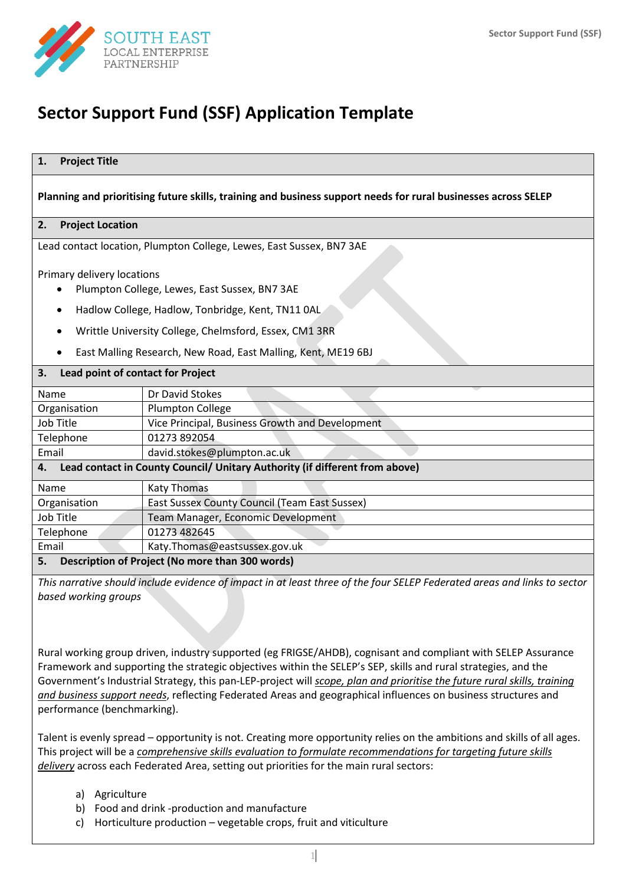# Sector Support Fund (SSF) Application Template

## 1. Project Title

**Planning and prioritising future skills, training and business support needs for rural businesses across SELEP**

## 2. Project Location

Lead contact location, Plumpton College, Lewes, East Sussex, BN7 3AE

Primary delivery locations

- Plumpton College, Lewes, East Sussex, BN7 3AE
- Hadlow College, Hadlow, Tonbridge, Kent, TN11 0AL
- Writtle University College, Chelmsford, Essex, CM1 3RR
- East Malling Research, New Road, East Malling, Kent, ME19 6BJ

## 3. Lead point of contact for Project

| | |
|---|---|
| Name | Dr David Stokes |
| Organisation | Plumpton College |
| Job Title | Vice Principal, Business Growth and Development |
| Telephone | 01273 892054 |
| Email | david.stokes@plumpton.ac.uk |

## 4. Lead contact in County Council/ Unitary Authority (if different from above)

| | |
|---|---|
| Name | Katy Thomas |
| Organisation | East Sussex County Council (Team East Sussex) |
| Job Title | Team Manager, Economic Development |
| Telephone | 01273 482645 |
| Email | Katy.Thomas@eastsussex.gov.uk |

## 5. Description of Project (No more than 300 words)

*This narrative should include evidence of impact in at least three of the four SELEP Federated areas and links to sector based working groups*

Rural working group driven, industry supported (eg FRIGSE/AHDB), cognisant and compliant with SELEP Assurance Framework and supporting the strategic objectives within the SELEP's SEP, skills and rural strategies, and the Government's Industrial Strategy, this pan-LEP-project will *scope, plan and prioritise the future rural skills, training and business support needs*, reflecting Federated Areas and geographical influences on business structures and performance (benchmarking).

Talent is evenly spread – opportunity is not. Creating more opportunity relies on the ambitions and skills of all ages. This project will be a *comprehensive skills evaluation to formulate recommendations for targeting future skills delivery* across each Federated Area, setting out priorities for the main rural sectors:

a) Agriculture
b) Food and drink -production and manufacture
c) Horticulture production – vegetable crops, fruit and viticulture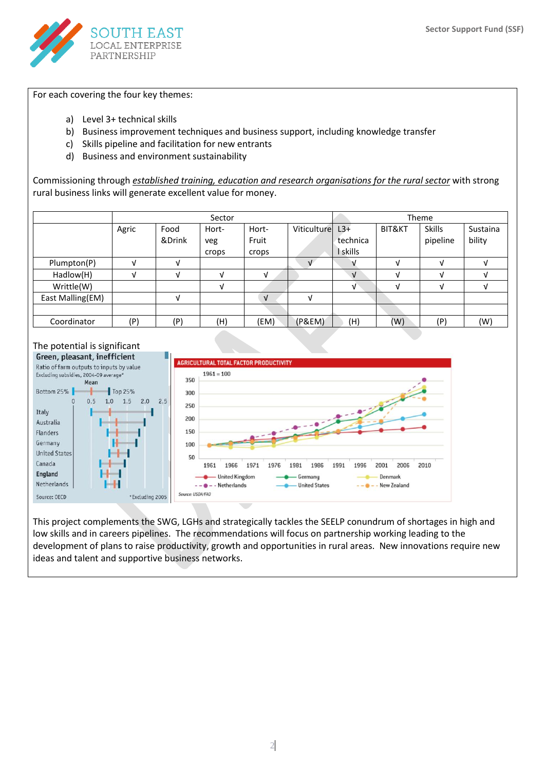For each covering the four key themes:

a) Level 3+ technical skills
b) Business improvement techniques and business support, including knowledge transfer
c) Skills pipeline and facilitation for new entrants
d) Business and environment sustainability

Commissioning through _established training, education and research organisations for the rural sector_ with strong rural business links will generate excellent value for money.

| | Sector | | | | | Theme | | | |
|---|---|---|---|---|---|---|---|---|---|
| | Agric | Food &Drink | Hort-veg crops | Hort-Fruit crops | Viticulture | L3+ technical skills | BIT&KT | Skills pipeline | Sustainability |
| Plumpton(P) | √ | √ | | | √ | √ | √ | √ | √ |
| Hadlow(H) | √ | √ | √ | √ | | √ | √ | √ | √ |
| Writtle(W) | | | √ | | | √ | √ | √ | √ |
| East Malling(EM) | | √ | | √ | √ | | | | |
| | | | | | | | | | |
| Coordinator | (P) | (P) | (H) | (EM) | (P&EM) | (H) | (W) | (P) | (W) |

The potential is significant

This project complements the SWG, LGHs and strategically tackles the SEELP conundrum of shortages in high and low skills and in careers pipelines. The recommendations will focus on partnership working leading to the development of plans to raise productivity, growth and opportunities in rural areas. New innovations require new ideas and talent and supportive business networks.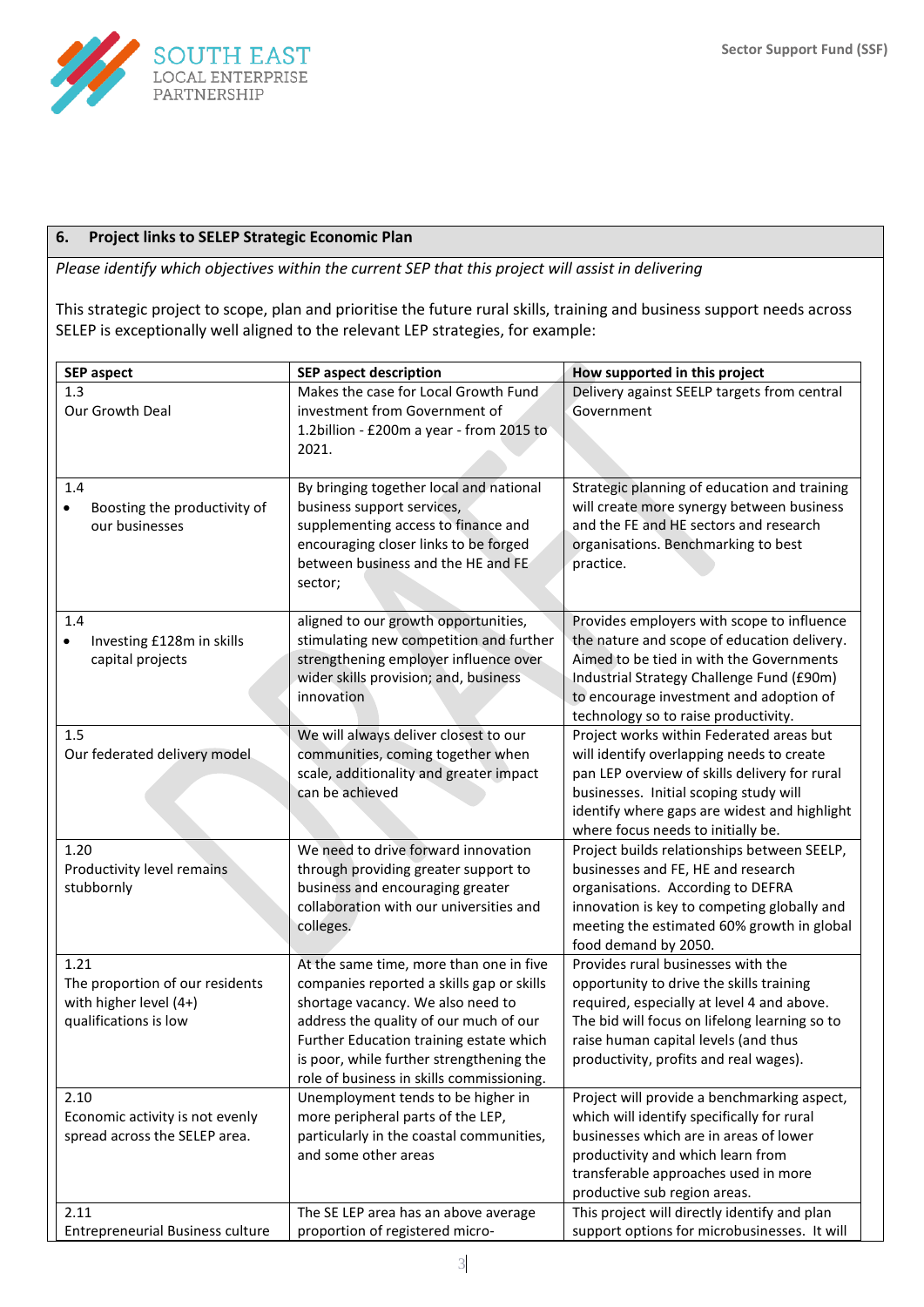## 6. Project links to SELEP Strategic Economic Plan

*Please identify which objectives within the current SEP that this project will assist in delivering*

This strategic project to scope, plan and prioritise the future rural skills, training and business support needs across SELEP is exceptionally well aligned to the relevant LEP strategies, for example:

| SEP aspect | SEP aspect description | How supported in this project |
|---|---|---|
| 1.3<br>Our Growth Deal | Makes the case for Local Growth Fund investment from Government of 1.2billion - £200m a year - from 2015 to 2021. | Delivery against SEELP targets from central Government |
| 1.4<br>• Boosting the productivity of our businesses | By bringing together local and national business support services, supplementing access to finance and encouraging closer links to be forged between business and the HE and FE sector; | Strategic planning of education and training will create more synergy between business and the FE and HE sectors and research organisations. Benchmarking to best practice. |
| 1.4<br>• Investing £128m in skills capital projects | aligned to our growth opportunities, stimulating new competition and further strengthening employer influence over wider skills provision; and, business innovation | Provides employers with scope to influence the nature and scope of education delivery. Aimed to be tied in with the Governments Industrial Strategy Challenge Fund (£90m) to encourage investment and adoption of technology so to raise productivity. |
| 1.5<br>Our federated delivery model | We will always deliver closest to our communities, coming together when scale, additionality and greater impact can be achieved | Project works within Federated areas but will identify overlapping needs to create pan LEP overview of skills delivery for rural businesses. Initial scoping study will identify where gaps are widest and highlight where focus needs to initially be. |
| 1.20<br>Productivity level remains stubbornly | We need to drive forward innovation through providing greater support to business and encouraging greater collaboration with our universities and colleges. | Project builds relationships between SEELP, businesses and FE, HE and research organisations. According to DEFRA innovation is key to competing globally and meeting the estimated 60% growth in global food demand by 2050. |
| 1.21<br>The proportion of our residents with higher level (4+) qualifications is low | At the same time, more than one in five companies reported a skills gap or skills shortage vacancy. We also need to address the quality of our much of our Further Education training estate which is poor, while further strengthening the role of business in skills commissioning. | Provides rural businesses with the opportunity to drive the skills training required, especially at level 4 and above. The bid will focus on lifelong learning so to raise human capital levels (and thus productivity, profits and real wages). |
| 2.10<br>Economic activity is not evenly spread across the SELEP area. | Unemployment tends to be higher in more peripheral parts of the LEP, particularly in the coastal communities, and some other areas | Project will provide a benchmarking aspect, which will identify specifically for rural businesses which are in areas of lower productivity and which learn from transferable approaches used in more productive sub region areas. |
| 2.11<br>Entrepreneurial Business culture | The SE LEP area has an above average proportion of registered micro- | This project will directly identify and plan support options for microbusinesses. It will |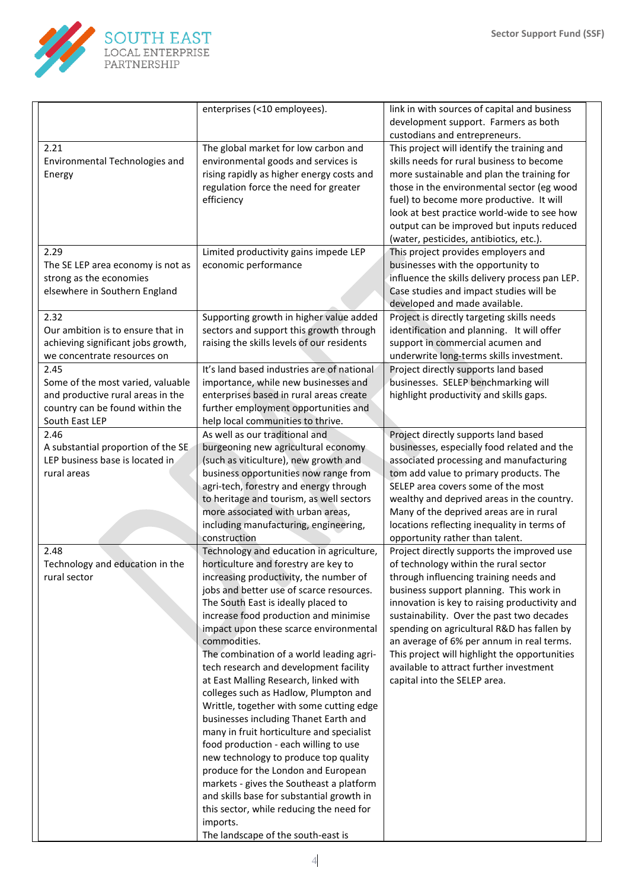| | | |
|---|---|---|
| | enterprises (<10 employees). | link in with sources of capital and business development support. Farmers as both custodians and entrepreneurs. |
| 2.21<br>Environmental Technologies and Energy | The global market for low carbon and environmental goods and services is rising rapidly as higher energy costs and regulation force the need for greater efficiency | This project will identify the training and skills needs for rural business to become more sustainable and plan the training for those in the environmental sector (eg wood fuel) to become more productive. It will look at best practice world-wide to see how output can be improved but inputs reduced (water, pesticides, antibiotics, etc.). |
| 2.29<br>The SE LEP area economy is not as strong as the economies elsewhere in Southern England | Limited productivity gains impede LEP economic performance | This project provides employers and businesses with the opportunity to influence the skills delivery process pan LEP. Case studies and impact studies will be developed and made available. |
| 2.32<br>Our ambition is to ensure that in achieving significant jobs growth, we concentrate resources on | Supporting growth in higher value added sectors and support this growth through raising the skills levels of our residents | Project is directly targeting skills needs identification and planning. It will offer support in commercial acumen and underwrite long-terms skills investment. |
| 2.45<br>Some of the most varied, valuable and productive rural areas in the country can be found within the South East LEP | It's land based industries are of national importance, while new businesses and enterprises based in rural areas create further employment opportunities and help local communities to thrive. | Project directly supports land based businesses. SELEP benchmarking will highlight productivity and skills gaps. |
| 2.46<br>A substantial proportion of the SE LEP business base is located in rural areas | As well as our traditional and burgeoning new agricultural economy (such as viticulture), new growth and business opportunities now range from agri-tech, forestry and energy through to heritage and tourism, as well sectors more associated with urban areas, including manufacturing, engineering, construction | Project directly supports land based businesses, especially food related and the associated processing and manufacturing tom add value to primary products. The SELEP area covers some of the most wealthy and deprived areas in the country. Many of the deprived areas are in rural locations reflecting inequality in terms of opportunity rather than talent. |
| 2.48<br>Technology and education in the rural sector | Technology and education in agriculture, horticulture and forestry are key to increasing productivity, the number of jobs and better use of scarce resources. The South East is ideally placed to increase food production and minimise impact upon these scarce environmental commodities.<br>The combination of a world leading agri-tech research and development facility at East Malling Research, linked with colleges such as Hadlow, Plumpton and Writtle, together with some cutting edge businesses including Thanet Earth and many in fruit horticulture and specialist food production - each willing to use new technology to produce top quality produce for the London and European markets - gives the Southeast a platform and skills base for substantial growth in this sector, while reducing the need for imports.<br>The landscape of the south-east is | Project directly supports the improved use of technology within the rural sector through influencing training needs and business support planning. This work in innovation is key to raising productivity and sustainability. Over the past two decades spending on agricultural R&D has fallen by an average of 6% per annum in real terms. This project will highlight the opportunities available to attract further investment capital into the SELEP area. |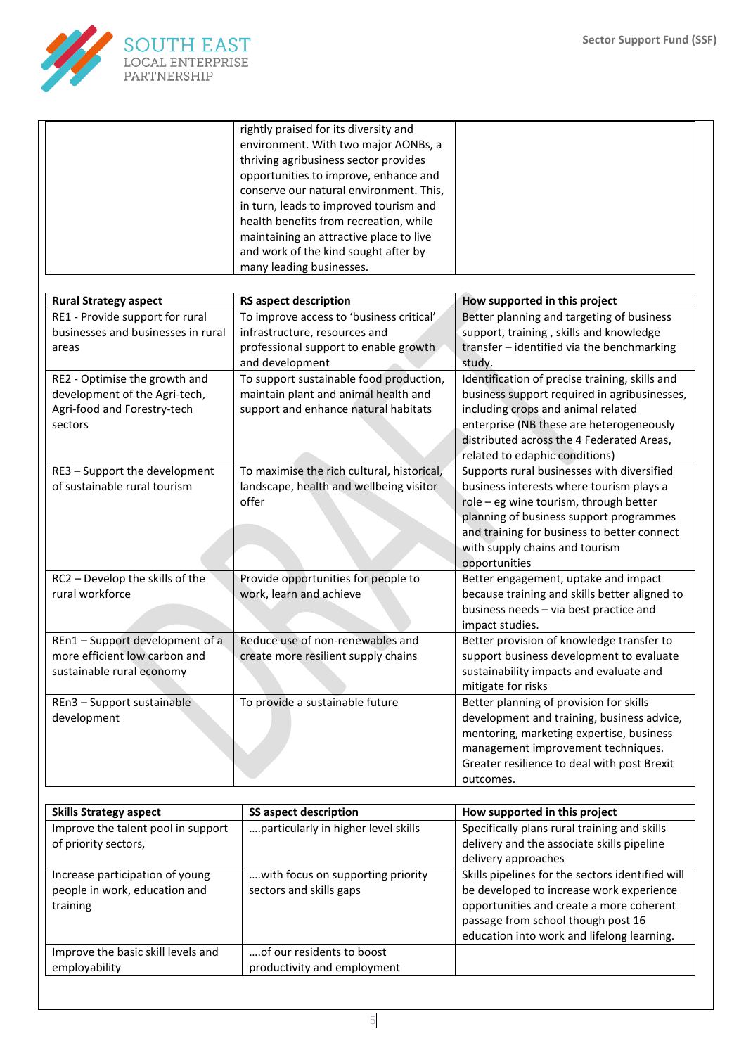| | | |
|---|---|---|
| | rightly praised for its diversity and environment. With two major AONBs, a thriving agribusiness sector provides opportunities to improve, enhance and conserve our natural environment. This, in turn, leads to improved tourism and health benefits from recreation, while maintaining an attractive place to live and work of the kind sought after by many leading businesses. | |

| Rural Strategy aspect | RS aspect description | How supported in this project |
|---|---|---|
| RE1 - Provide support for rural businesses and businesses in rural areas | To improve access to 'business critical' infrastructure, resources and professional support to enable growth and development | Better planning and targeting of business support, training , skills and knowledge transfer – identified via the benchmarking study. |
| RE2 - Optimise the growth and development of the Agri-tech, Agri-food and Forestry-tech sectors | To support sustainable food production, maintain plant and animal health and support and enhance natural habitats | Identification of precise training, skills and business support required in agribusinesses, including crops and animal related enterprise (NB these are heterogeneously distributed across the 4 Federated Areas, related to edaphic conditions) |
| RE3 – Support the development of sustainable rural tourism | To maximise the rich cultural, historical, landscape, health and wellbeing visitor offer | Supports rural businesses with diversified business interests where tourism plays a role – eg wine tourism, through better planning of business support programmes and training for business to better connect with supply chains and tourism opportunities |
| RC2 – Develop the skills of the rural workforce | Provide opportunities for people to work, learn and achieve | Better engagement, uptake and impact because training and skills better aligned to business needs – via best practice and impact studies. |
| REn1 – Support development of a more efficient low carbon and sustainable rural economy | Reduce use of non-renewables and create more resilient supply chains | Better provision of knowledge transfer to support business development to evaluate sustainability impacts and evaluate and mitigate for risks |
| REn3 – Support sustainable development | To provide a sustainable future | Better planning of provision for skills development and training, business advice, mentoring, marketing expertise, business management improvement techniques. Greater resilience to deal with post Brexit outcomes. |

| Skills Strategy aspect | SS aspect description | How supported in this project |
|---|---|---|
| Improve the talent pool in support of priority sectors, | ….particularly in higher level skills | Specifically plans rural training and skills delivery and the associate skills pipeline delivery approaches |
| Increase participation of young people in work, education and training | ….with focus on supporting priority sectors and skills gaps | Skills pipelines for the sectors identified will be developed to increase work experience opportunities and create a more coherent passage from school though post 16 education into work and lifelong learning. |
| Improve the basic skill levels and employability | ….of our residents to boost productivity and employment | |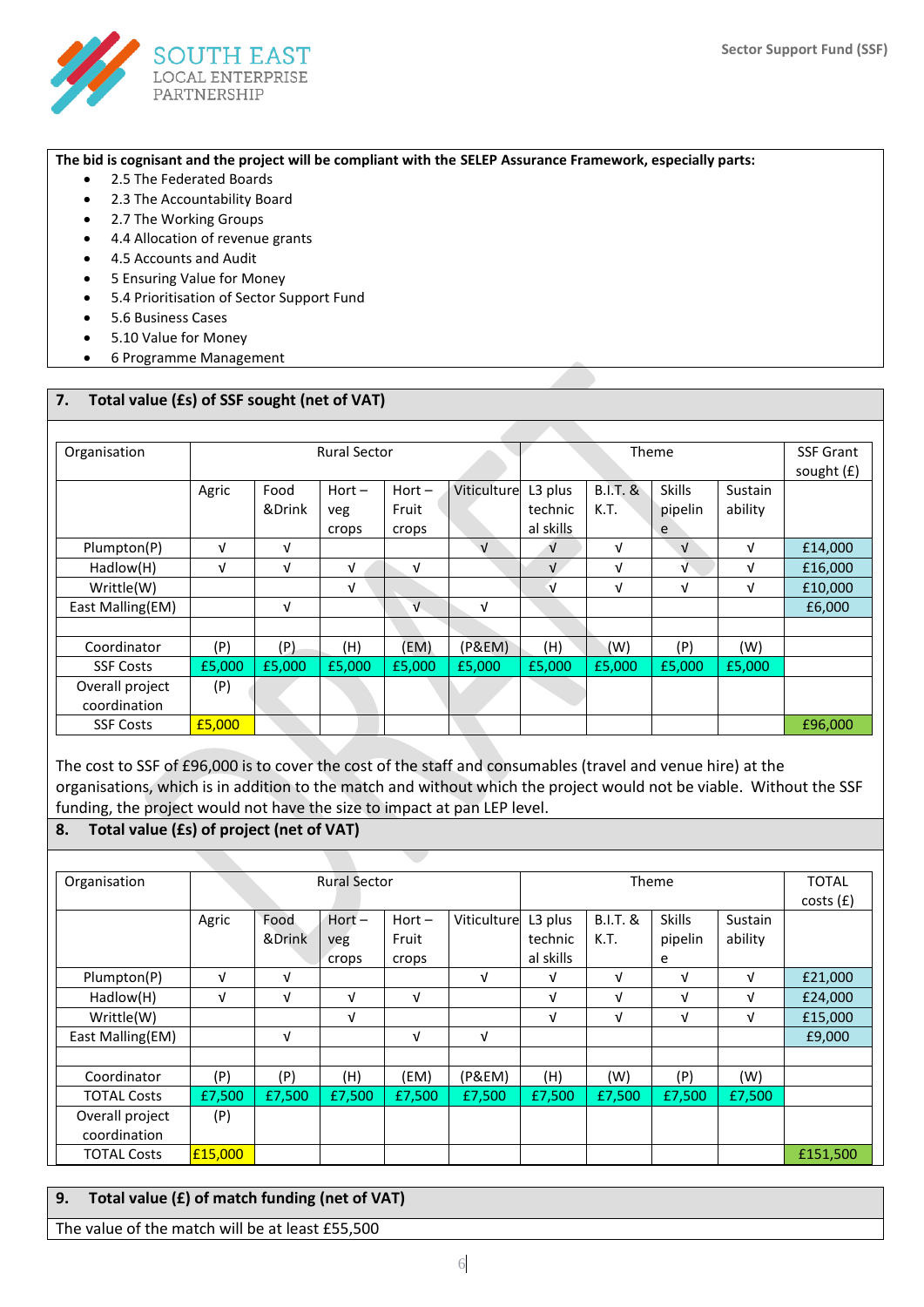**The bid is cognisant and the project will be compliant with the SELEP Assurance Framework, especially parts:**

- 2.5 The Federated Boards
- 2.3 The Accountability Board
- 2.7 The Working Groups
- 4.4 Allocation of revenue grants
- 4.5 Accounts and Audit
- 5 Ensuring Value for Money
- 5.4 Prioritisation of Sector Support Fund
- 5.6 Business Cases
- 5.10 Value for Money
- 6 Programme Management

## 7. Total value (£s) of SSF sought (net of VAT)

| Organisation | Rural Sector | | | | | Theme | | | | SSF Grant sought (£) |
|---|---|---|---|---|---|---|---|---|---|---|
| | Agric | Food &Drink | Hort – veg crops | Hort – Fruit crops | Viticulture | L3 plus technical skills | B.I.T. & K.T. | Skills pipeline | Sustainability | |
| Plumpton(P) | √ | √ | | | √ | √ | √ | √ | √ | £14,000 |
| Hadlow(H) | √ | √ | √ | √ | | √ | √ | √ | √ | £16,000 |
| Writtle(W) | | | √ | | | √ | √ | √ | √ | £10,000 |
| East Malling(EM) | | √ | | √ | √ | | | | | £6,000 |
| | | | | | | | | | | |
| Coordinator | (P) | (P) | (H) | (EM) | (P&EM) | (H) | (W) | (P) | (W) | |
| SSF Costs | £5,000 | £5,000 | £5,000 | £5,000 | £5,000 | £5,000 | £5,000 | £5,000 | £5,000 | |
| Overall project coordination | (P) | | | | | | | | | |
| SSF Costs | £5,000 | | | | | | | | | £96,000 |

The cost to SSF of £96,000 is to cover the cost of the staff and consumables (travel and venue hire) at the organisations, which is in addition to the match and without which the project would not be viable. Without the SSF funding, the project would not have the size to impact at pan LEP level.

## 8. Total value (£s) of project (net of VAT)

| Organisation | Rural Sector | | | | | Theme | | | | TOTAL costs (£) |
|---|---|---|---|---|---|---|---|---|---|---|
| | Agric | Food &Drink | Hort – veg crops | Hort – Fruit crops | Viticulture | L3 plus technical skills | B.I.T. & K.T. | Skills pipeline | Sustainability | |
| Plumpton(P) | √ | √ | | | √ | √ | √ | √ | √ | £21,000 |
| Hadlow(H) | √ | √ | √ | √ | | √ | √ | √ | √ | £24,000 |
| Writtle(W) | | | √ | | | √ | √ | √ | √ | £15,000 |
| East Malling(EM) | | √ | | √ | √ | | | | | £9,000 |
| | | | | | | | | | | |
| Coordinator | (P) | (P) | (H) | (EM) | (P&EM) | (H) | (W) | (P) | (W) | |
| TOTAL Costs | £7,500 | £7,500 | £7,500 | £7,500 | £7,500 | £7,500 | £7,500 | £7,500 | £7,500 | |
| Overall project coordination | (P) | | | | | | | | | |
| TOTAL Costs | £15,000 | | | | | | | | | £151,500 |

## 9. Total value (£) of match funding (net of VAT)

The value of the match will be at least £55,500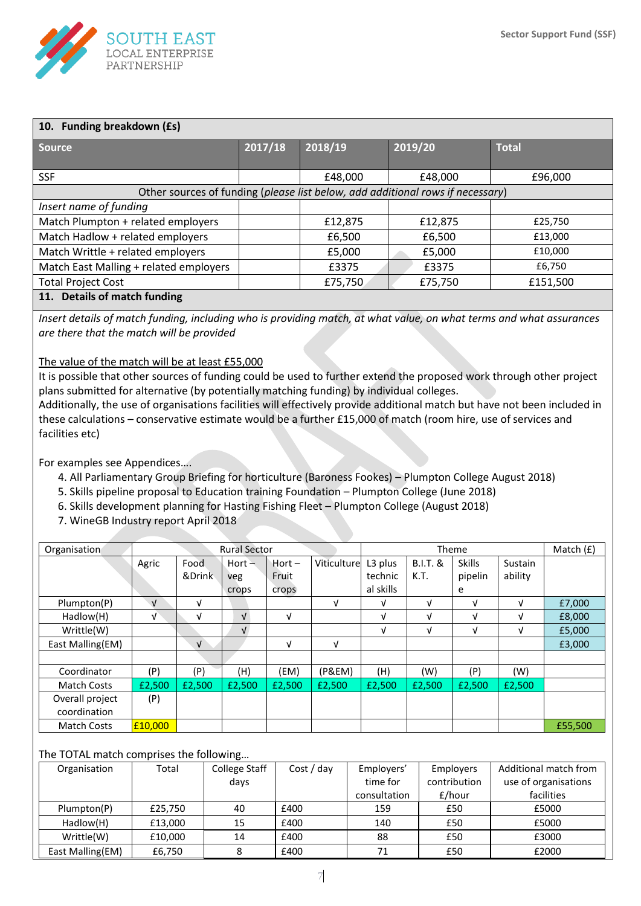| 10. Funding breakdown (£s) | | | | |
|---|---|---|---|---|
| **Source** | **2017/18** | **2018/19** | **2019/20** | **Total** |
| SSF | | £48,000 | £48,000 | £96,000 |
| Other sources of funding (*please list below, add additional rows if necessary*) | | | | |
| *Insert name of funding* | | | | |
| Match Plumpton + related employers | | £12,875 | £12,875 | £25,750 |
| Match Hadlow + related employers | | £6,500 | £6,500 | £13,000 |
| Match Writtle + related employers | | £5,000 | £5,000 | £10,000 |
| Match East Malling + related employers | | £3375 | £3375 | £6,750 |
| Total Project Cost | | £75,750 | £75,750 | £151,500 |

**11. Details of match funding**

*Insert details of match funding, including who is providing match, at what value, on what terms and what assurances are there that the match will be provided*

The value of the match will be at least £55,000

It is possible that other sources of funding could be used to further extend the proposed work through other project plans submitted for alternative (by potentially matching funding) by individual colleges.

Additionally, the use of organisations facilities will effectively provide additional match but have not been included in these calculations – conservative estimate would be a further £15,000 of match (room hire, use of services and facilities etc)

For examples see Appendices….

4. All Parliamentary Group Briefing for horticulture (Baroness Fookes) – Plumpton College August 2018)
5. Skills pipeline proposal to Education training Foundation – Plumpton College (June 2018)
6. Skills development planning for Hasting Fishing Fleet – Plumpton College (August 2018)
7. WineGB Industry report April 2018

| Organisation | Rural Sector | | | | | Theme | | | | Match (£) |
|---|---|---|---|---|---|---|---|---|---|---|
| | Agric | Food &Drink | Hort – veg crops | Hort – Fruit crops | Viticulture | L3 plus technical skills | B.I.T. & K.T. | Skills pipeline | Sustainability | |
| Plumpton(P) | √ | √ | | | √ | √ | √ | √ | √ | £7,000 |
| Hadlow(H) | √ | √ | √ | √ | | √ | √ | √ | √ | £8,000 |
| Writtle(W) | | | √ | | | √ | √ | √ | √ | £5,000 |
| East Malling(EM) | | √ | | √ | √ | | | | | £3,000 |
| | | | | | | | | | | |
| Coordinator | (P) | (P) | (H) | (EM) | (P&EM) | (H) | (W) | (P) | (W) | |
| Match Costs | £2,500 | £2,500 | £2,500 | £2,500 | £2,500 | £2,500 | £2,500 | £2,500 | £2,500 | |
| Overall project coordination | (P) | | | | | | | | | |
| Match Costs | £10,000 | | | | | | | | | £55,500 |

The TOTAL match comprises the following…

| Organisation | Total | College Staff days | Cost / day | Employers' time for consultation | Employers contribution £/hour | Additional match from use of organisations facilities |
|---|---|---|---|---|---|---|
| Plumpton(P) | £25,750 | 40 | £400 | 159 | £50 | £5000 |
| Hadlow(H) | £13,000 | 15 | £400 | 140 | £50 | £5000 |
| Writtle(W) | £10,000 | 14 | £400 | 88 | £50 | £3000 |
| East Malling(EM) | £6,750 | 8 | £400 | 71 | £50 | £2000 |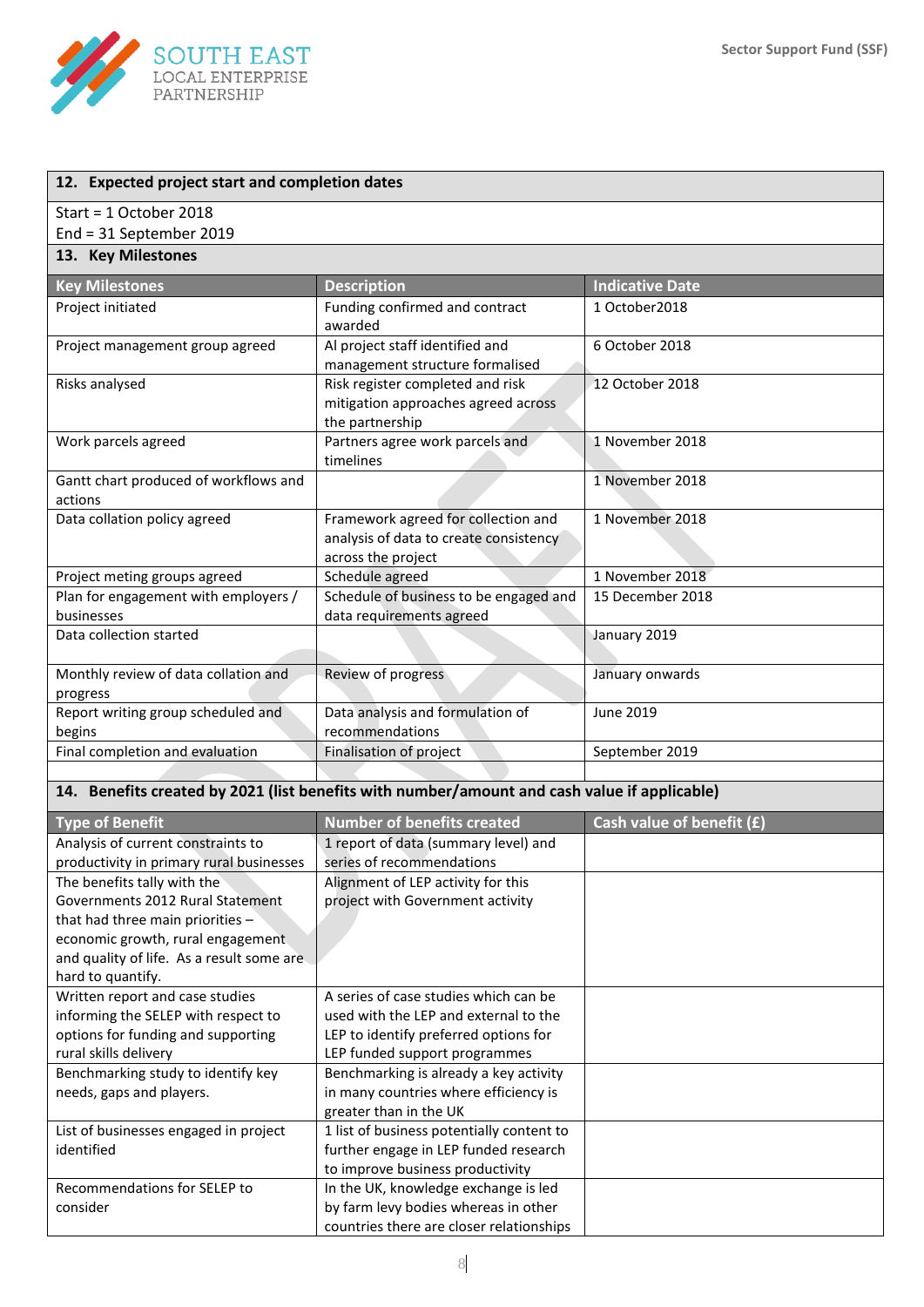## 12. Expected project start and completion dates

Start = 1 October 2018
End = 31 September 2019

## 13. Key Milestones

| Key Milestones | Description | Indicative Date |
|---|---|---|
| Project initiated | Funding confirmed and contract awarded | 1 October2018 |
| Project management group agreed | Al project staff identified and management structure formalised | 6 October 2018 |
| Risks analysed | Risk register completed and risk mitigation approaches agreed across the partnership | 12 October 2018 |
| Work parcels agreed | Partners agree work parcels and timelines | 1 November 2018 |
| Gantt chart produced of workflows and actions | | 1 November 2018 |
| Data collation policy agreed | Framework agreed for collection and analysis of data to create consistency across the project | 1 November 2018 |
| Project meting groups agreed | Schedule agreed | 1 November 2018 |
| Plan for engagement with employers / businesses | Schedule of business to be engaged and data requirements agreed | 15 December 2018 |
| Data collection started | | January 2019 |
| Monthly review of data collation and progress | Review of progress | January onwards |
| Report writing group scheduled and begins | Data analysis and formulation of recommendations | June 2019 |
| Final completion and evaluation | Finalisation of project | September 2019 |
| | | |

## 14. Benefits created by 2021 (list benefits with number/amount and cash value if applicable)

| Type of Benefit | Number of benefits created | Cash value of benefit (£) |
|---|---|---|
| Analysis of current constraints to productivity in primary rural businesses | 1 report of data (summary level) and series of recommendations | |
| The benefits tally with the Governments 2012 Rural Statement that had three main priorities – economic growth, rural engagement and quality of life. As a result some are hard to quantify. | Alignment of LEP activity for this project with Government activity | |
| Written report and case studies informing the SELEP with respect to options for funding and supporting rural skills delivery | A series of case studies which can be used with the LEP and external to the LEP to identify preferred options for LEP funded support programmes | |
| Benchmarking study to identify key needs, gaps and players. | Benchmarking is already a key activity in many countries where efficiency is greater than in the UK | |
| List of businesses engaged in project identified | 1 list of business potentially content to further engage in LEP funded research to improve business productivity | |
| Recommendations for SELEP to consider | In the UK, knowledge exchange is led by farm levy bodies whereas in other countries there are closer relationships | |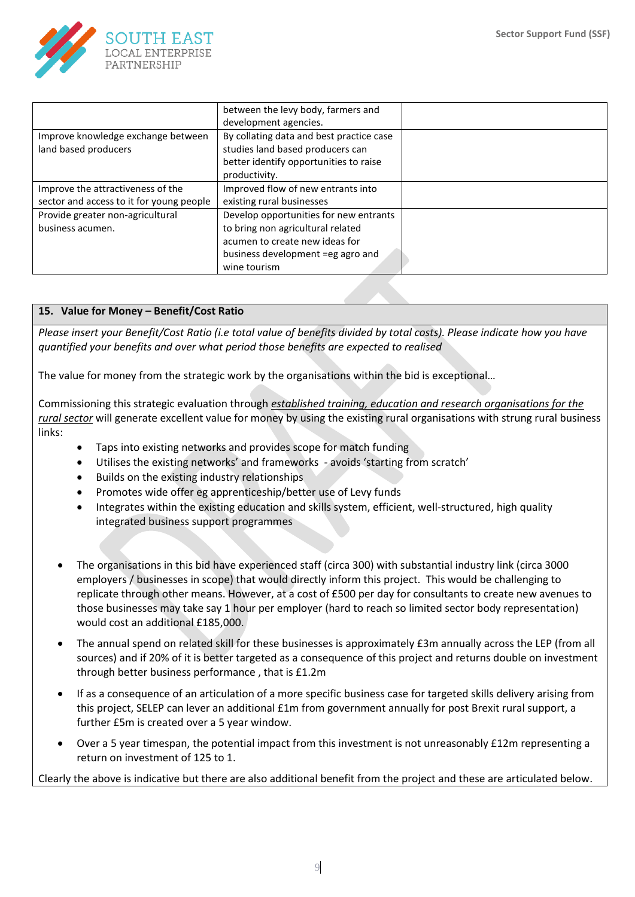| | between the levy body, farmers and development agencies. | |
|---|---|---|
| Improve knowledge exchange between land based producers | By collating data and best practice case studies land based producers can better identify opportunities to raise productivity. | |
| Improve the attractiveness of the sector and access to it for young people | Improved flow of new entrants into existing rural businesses | |
| Provide greater non-agricultural business acumen. | Develop opportunities for new entrants to bring non agricultural related acumen to create new ideas for business development =eg agro and wine tourism | |

**15. Value for Money – Benefit/Cost Ratio**

*Please insert your Benefit/Cost Ratio (i.e total value of benefits divided by total costs). Please indicate how you have quantified your benefits and over what period those benefits are expected to realised*

The value for money from the strategic work by the organisations within the bid is exceptional…

Commissioning this strategic evaluation through *established training, education and research organisations for the rural sector* will generate excellent value for money by using the existing rural organisations with strung rural business links:

- Taps into existing networks and provides scope for match funding
- Utilises the existing networks' and frameworks - avoids 'starting from scratch'
- Builds on the existing industry relationships
- Promotes wide offer eg apprenticeship/better use of Levy funds
- Integrates within the existing education and skills system, efficient, well-structured, high quality integrated business support programmes

- The organisations in this bid have experienced staff (circa 300) with substantial industry link (circa 3000 employers / businesses in scope) that would directly inform this project. This would be challenging to replicate through other means. However, at a cost of £500 per day for consultants to create new avenues to those businesses may take say 1 hour per employer (hard to reach so limited sector body representation) would cost an additional £185,000.
- The annual spend on related skill for these businesses is approximately £3m annually across the LEP (from all sources) and if 20% of it is better targeted as a consequence of this project and returns double on investment through better business performance , that is £1.2m
- If as a consequence of an articulation of a more specific business case for targeted skills delivery arising from this project, SELEP can lever an additional £1m from government annually for post Brexit rural support, a further £5m is created over a 5 year window.
- Over a 5 year timespan, the potential impact from this investment is not unreasonably £12m representing a return on investment of 125 to 1.

Clearly the above is indicative but there are also additional benefit from the project and these are articulated below.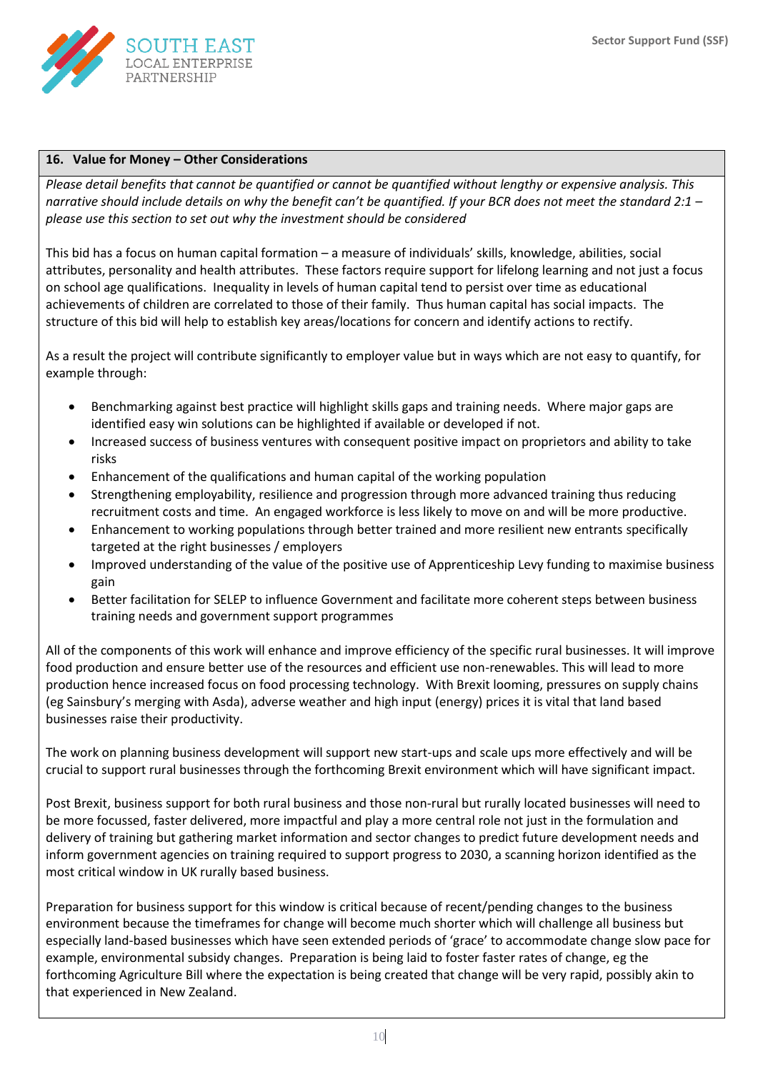## 16. Value for Money – Other Considerations

*Please detail benefits that cannot be quantified or cannot be quantified without lengthy or expensive analysis. This narrative should include details on why the benefit can't be quantified. If your BCR does not meet the standard 2:1 – please use this section to set out why the investment should be considered*

This bid has a focus on human capital formation – a measure of individuals' skills, knowledge, abilities, social attributes, personality and health attributes. These factors require support for lifelong learning and not just a focus on school age qualifications. Inequality in levels of human capital tend to persist over time as educational achievements of children are correlated to those of their family. Thus human capital has social impacts. The structure of this bid will help to establish key areas/locations for concern and identify actions to rectify.

As a result the project will contribute significantly to employer value but in ways which are not easy to quantify, for example through:

- Benchmarking against best practice will highlight skills gaps and training needs. Where major gaps are identified easy win solutions can be highlighted if available or developed if not.
- Increased success of business ventures with consequent positive impact on proprietors and ability to take risks
- Enhancement of the qualifications and human capital of the working population
- Strengthening employability, resilience and progression through more advanced training thus reducing recruitment costs and time. An engaged workforce is less likely to move on and will be more productive.
- Enhancement to working populations through better trained and more resilient new entrants specifically targeted at the right businesses / employers
- Improved understanding of the value of the positive use of Apprenticeship Levy funding to maximise business gain
- Better facilitation for SELEP to influence Government and facilitate more coherent steps between business training needs and government support programmes

All of the components of this work will enhance and improve efficiency of the specific rural businesses. It will improve food production and ensure better use of the resources and efficient use non-renewables. This will lead to more production hence increased focus on food processing technology. With Brexit looming, pressures on supply chains (eg Sainsbury's merging with Asda), adverse weather and high input (energy) prices it is vital that land based businesses raise their productivity.

The work on planning business development will support new start-ups and scale ups more effectively and will be crucial to support rural businesses through the forthcoming Brexit environment which will have significant impact.

Post Brexit, business support for both rural business and those non-rural but rurally located businesses will need to be more focussed, faster delivered, more impactful and play a more central role not just in the formulation and delivery of training but gathering market information and sector changes to predict future development needs and inform government agencies on training required to support progress to 2030, a scanning horizon identified as the most critical window in UK rurally based business.

Preparation for business support for this window is critical because of recent/pending changes to the business environment because the timeframes for change will become much shorter which will challenge all business but especially land-based businesses which have seen extended periods of 'grace' to accommodate change slow pace for example, environmental subsidy changes. Preparation is being laid to foster faster rates of change, eg the forthcoming Agriculture Bill where the expectation is being created that change will be very rapid, possibly akin to that experienced in New Zealand.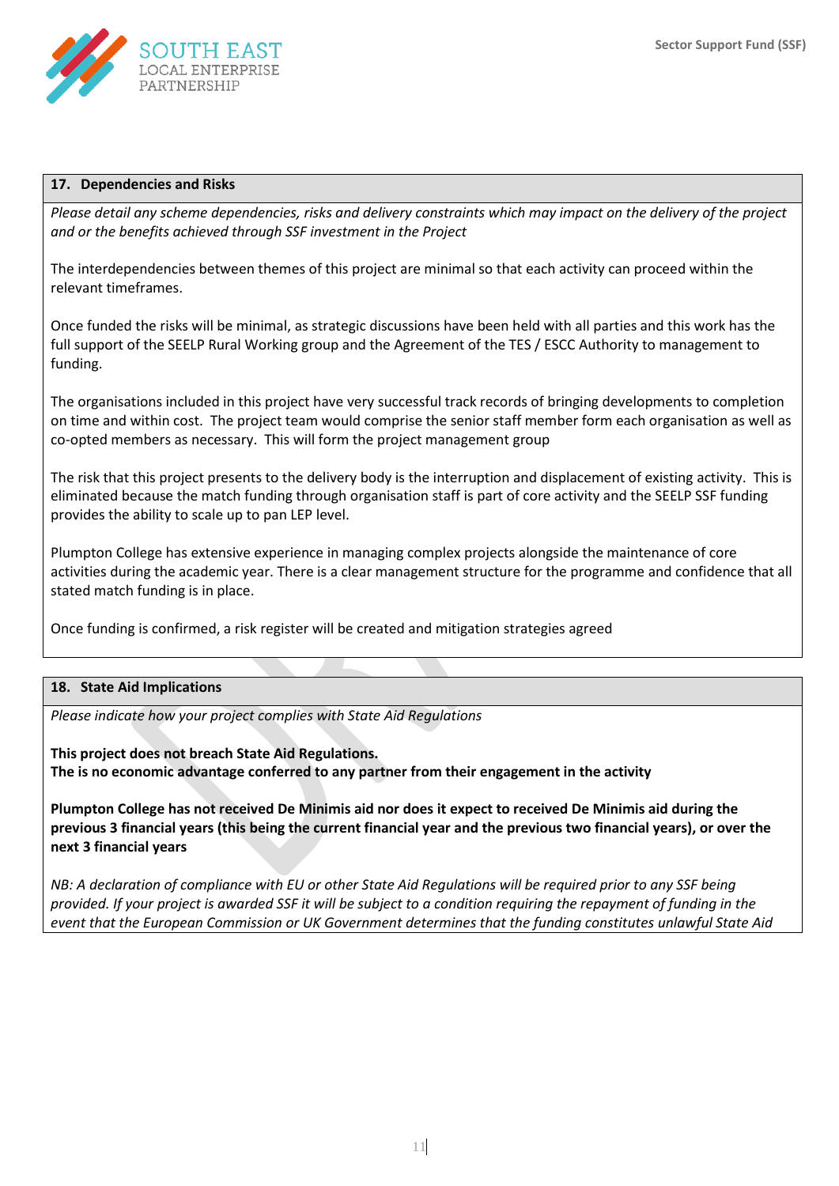## 17. Dependencies and Risks

*Please detail any scheme dependencies, risks and delivery constraints which may impact on the delivery of the project and or the benefits achieved through SSF investment in the Project*

The interdependencies between themes of this project are minimal so that each activity can proceed within the relevant timeframes.

Once funded the risks will be minimal, as strategic discussions have been held with all parties and this work has the full support of the SEELP Rural Working group and the Agreement of the TES / ESCC Authority to management to funding.

The organisations included in this project have very successful track records of bringing developments to completion on time and within cost. The project team would comprise the senior staff member form each organisation as well as co-opted members as necessary. This will form the project management group

The risk that this project presents to the delivery body is the interruption and displacement of existing activity. This is eliminated because the match funding through organisation staff is part of core activity and the SEELP SSF funding provides the ability to scale up to pan LEP level.

Plumpton College has extensive experience in managing complex projects alongside the maintenance of core activities during the academic year. There is a clear management structure for the programme and confidence that all stated match funding is in place.

Once funding is confirmed, a risk register will be created and mitigation strategies agreed

## 18. State Aid Implications

*Please indicate how your project complies with State Aid Regulations*

**This project does not breach State Aid Regulations.**
**The is no economic advantage conferred to any partner from their engagement in the activity**

**Plumpton College has not received De Minimis aid nor does it expect to received De Minimis aid during the previous 3 financial years (this being the current financial year and the previous two financial years), or over the next 3 financial years**

*NB: A declaration of compliance with EU or other State Aid Regulations will be required prior to any SSF being provided. If your project is awarded SSF it will be subject to a condition requiring the repayment of funding in the event that the European Commission or UK Government determines that the funding constitutes unlawful State Aid*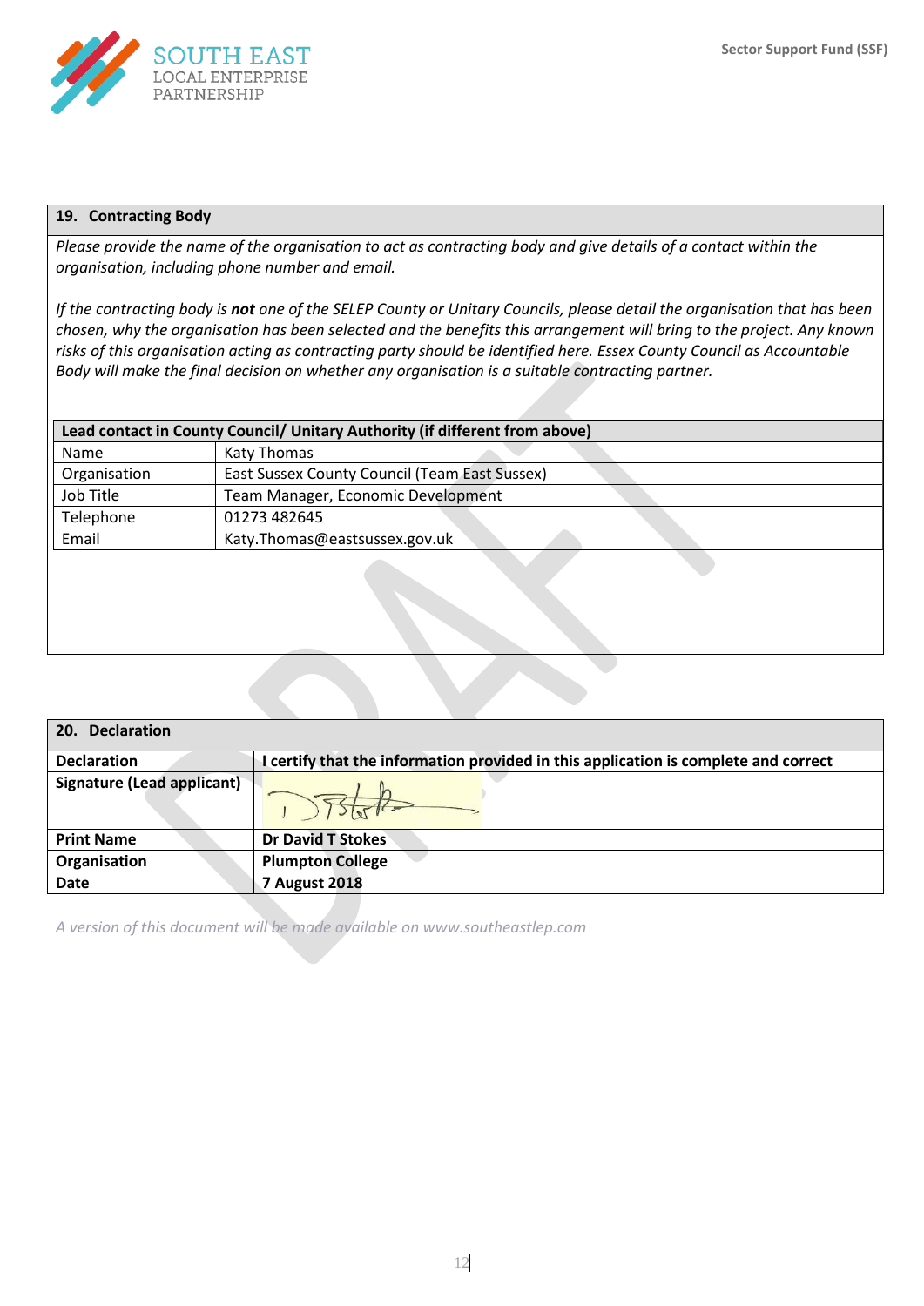## 19. Contracting Body

*Please provide the name of the organisation to act as contracting body and give details of a contact within the organisation, including phone number and email.*

*If the contracting body is **not** one of the SELEP County or Unitary Councils, please detail the organisation that has been chosen, why the organisation has been selected and the benefits this arrangement will bring to the project. Any known risks of this organisation acting as contracting party should be identified here. Essex County Council as Accountable Body will make the final decision on whether any organisation is a suitable contracting partner.*

| **Lead contact in County Council/ Unitary Authority (if different from above)** | |
|---|---|
| Name | Katy Thomas |
| Organisation | East Sussex County Council (Team East Sussex) |
| Job Title | Team Manager, Economic Development |
| Telephone | 01273 482645 |
| Email | Katy.Thomas@eastsussex.gov.uk |

## 20. Declaration

| | |
|---|---|
| **Declaration** | **I certify that the information provided in this application is complete and correct** |
| **Signature (Lead applicant)** | |
| **Print Name** | **Dr David T Stokes** |
| **Organisation** | **Plumpton College** |
| **Date** | **7 August 2018** |

*A version of this document will be made available on www.southeastlep.com*